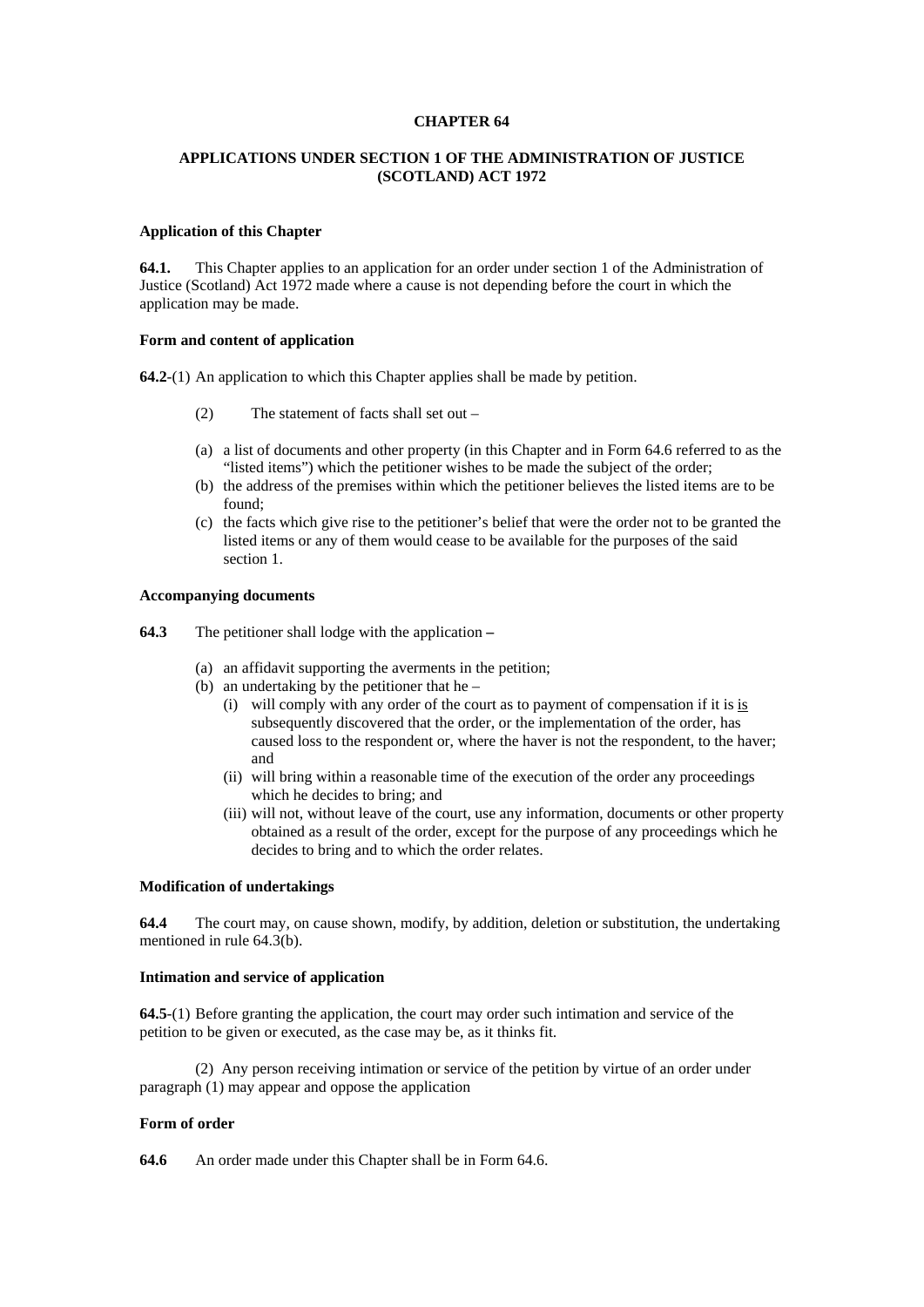# CHAPTER 64

## APPLICATIONS UNDER SECTION 1 OF THE ADMINISTRATION OF JUSTICE (SCOTLAND) ACT 1972

### Application of this Chapter

**64.1.** This Chapter applies to an application for an order under section 1 of the Administration of Justice (Scotland) Act 1972 made where a cause is not depending before the court in which the application may be made.

### Form and content of application

**64.2**-(1) An application to which this Chapter applies shall be made by petition.

(2) The statement of facts shall set out –

(a) a list of documents and other property (in this Chapter and in Form 64.6 referred to as the "listed items") which the petitioner wishes to be made the subject of the order;

(b) the address of the premises within which the petitioner believes the listed items are to be found;

(c) the facts which give rise to the petitioner's belief that were the order not to be granted the listed items or any of them would cease to be available for the purposes of the said section 1.

### Accompanying documents

**64.3** The petitioner shall lodge with the application **–**

(a) an affidavit supporting the averments in the petition;

(b) an undertaking by the petitioner that he –

(i) will comply with any order of the court as to payment of compensation if it is is subsequently discovered that the order, or the implementation of the order, has caused loss to the respondent or, where the haver is not the respondent, to the haver; and

(ii) will bring within a reasonable time of the execution of the order any proceedings which he decides to bring; and

(iii) will not, without leave of the court, use any information, documents or other property obtained as a result of the order, except for the purpose of any proceedings which he decides to bring and to which the order relates.

### Modification of undertakings

**64.4** The court may, on cause shown, modify, by addition, deletion or substitution, the undertaking mentioned in rule 64.3(b).

### Intimation and service of application

**64.5**-(1) Before granting the application, the court may order such intimation and service of the petition to be given or executed, as the case may be, as it thinks fit.

(2) Any person receiving intimation or service of the petition by virtue of an order under paragraph (1) may appear and oppose the application

### Form of order

**64.6** An order made under this Chapter shall be in Form 64.6.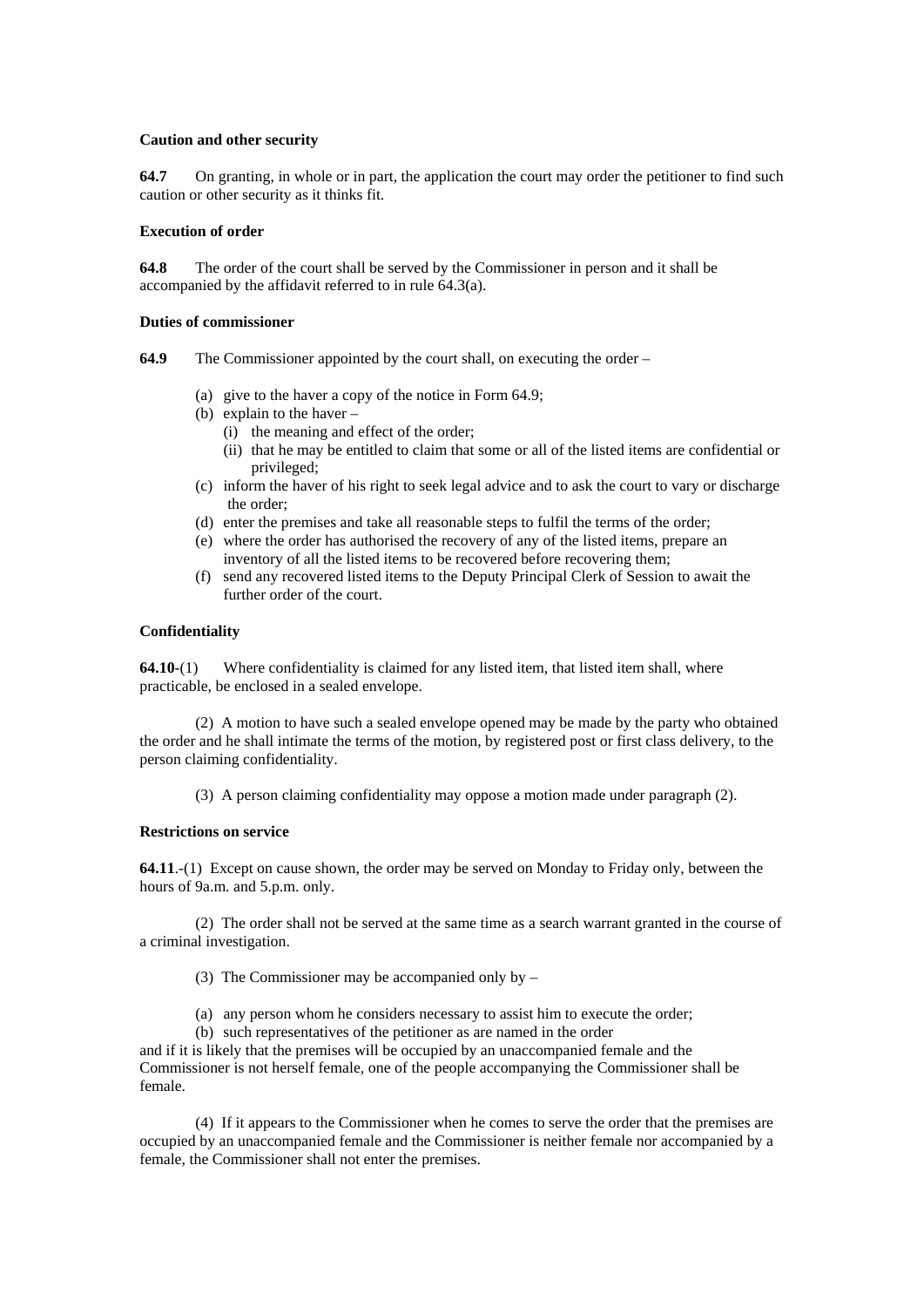**Caution and other security**

**64.7** On granting, in whole or in part, the application the court may order the petitioner to find such caution or other security as it thinks fit.

**Execution of order**

**64.8** The order of the court shall be served by the Commissioner in person and it shall be accompanied by the affidavit referred to in rule 64.3(a).

**Duties of commissioner**

**64.9** The Commissioner appointed by the court shall, on executing the order –

- (a) give to the haver a copy of the notice in Form 64.9;
- (b) explain to the haver –
  - (i) the meaning and effect of the order;
  - (ii) that he may be entitled to claim that some or all of the listed items are confidential or privileged;
- (c) inform the haver of his right to seek legal advice and to ask the court to vary or discharge the order;
- (d) enter the premises and take all reasonable steps to fulfil the terms of the order;
- (e) where the order has authorised the recovery of any of the listed items, prepare an inventory of all the listed items to be recovered before recovering them;
- (f) send any recovered listed items to the Deputy Principal Clerk of Session to await the further order of the court.

**Confidentiality**

**64.10**-(1) Where confidentiality is claimed for any listed item, that listed item shall, where practicable, be enclosed in a sealed envelope.

(2) A motion to have such a sealed envelope opened may be made by the party who obtained the order and he shall intimate the terms of the motion, by registered post or first class delivery, to the person claiming confidentiality.

(3) A person claiming confidentiality may oppose a motion made under paragraph (2).

**Restrictions on service**

**64.11**.-(1) Except on cause shown, the order may be served on Monday to Friday only, between the hours of 9a.m. and 5.p.m. only.

(2) The order shall not be served at the same time as a search warrant granted in the course of a criminal investigation.

(3) The Commissioner may be accompanied only by –

(a) any person whom he considers necessary to assist him to execute the order;
(b) such representatives of the petitioner as are named in the order

and if it is likely that the premises will be occupied by an unaccompanied female and the Commissioner is not herself female, one of the people accompanying the Commissioner shall be female.

(4) If it appears to the Commissioner when he comes to serve the order that the premises are occupied by an unaccompanied female and the Commissioner is neither female nor accompanied by a female, the Commissioner shall not enter the premises.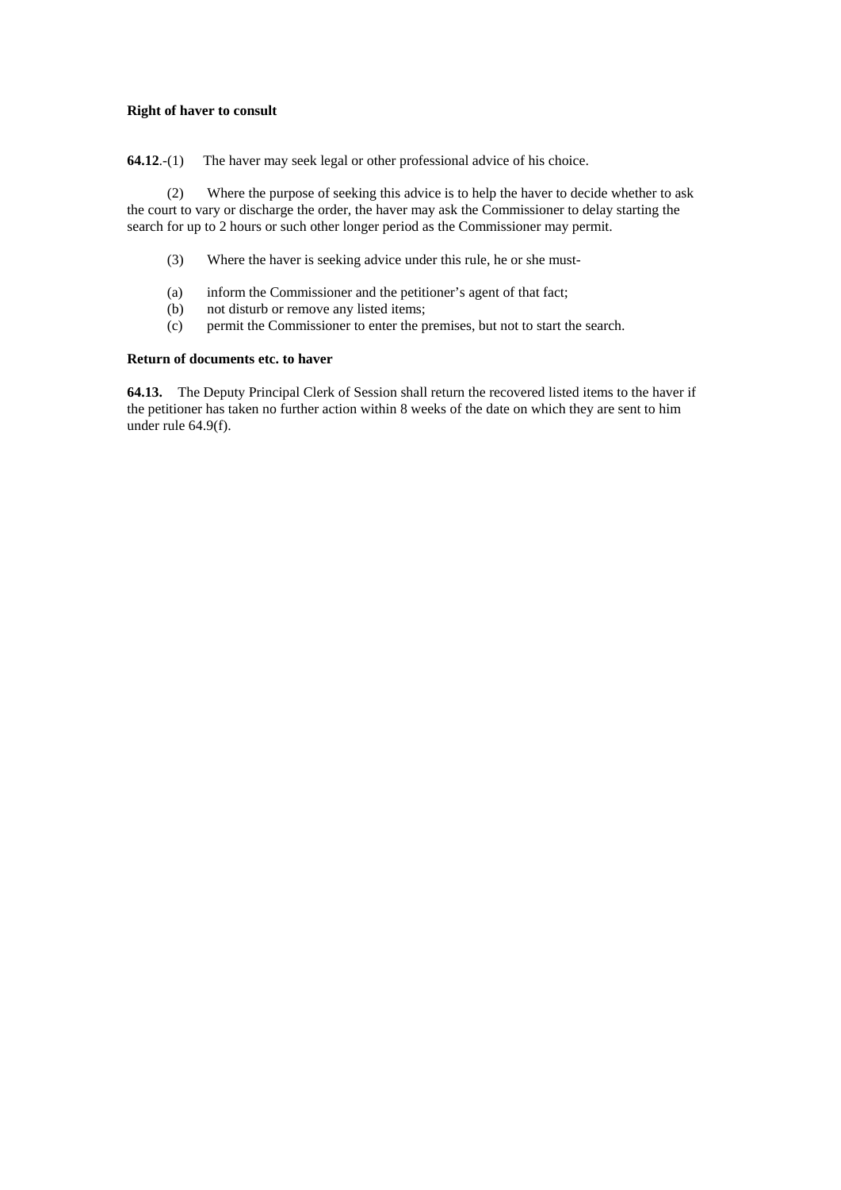**Right of haver to consult**

**64.12**.-(1) The haver may seek legal or other professional advice of his choice.

(2) Where the purpose of seeking this advice is to help the haver to decide whether to ask the court to vary or discharge the order, the haver may ask the Commissioner to delay starting the search for up to 2 hours or such other longer period as the Commissioner may permit.

(3) Where the haver is seeking advice under this rule, he or she must-

(a) inform the Commissioner and the petitioner's agent of that fact;
(b) not disturb or remove any listed items;
(c) permit the Commissioner to enter the premises, but not to start the search.

**Return of documents etc. to haver**

**64.13.** The Deputy Principal Clerk of Session shall return the recovered listed items to the haver if the petitioner has taken no further action within 8 weeks of the date on which they are sent to him under rule 64.9(f).